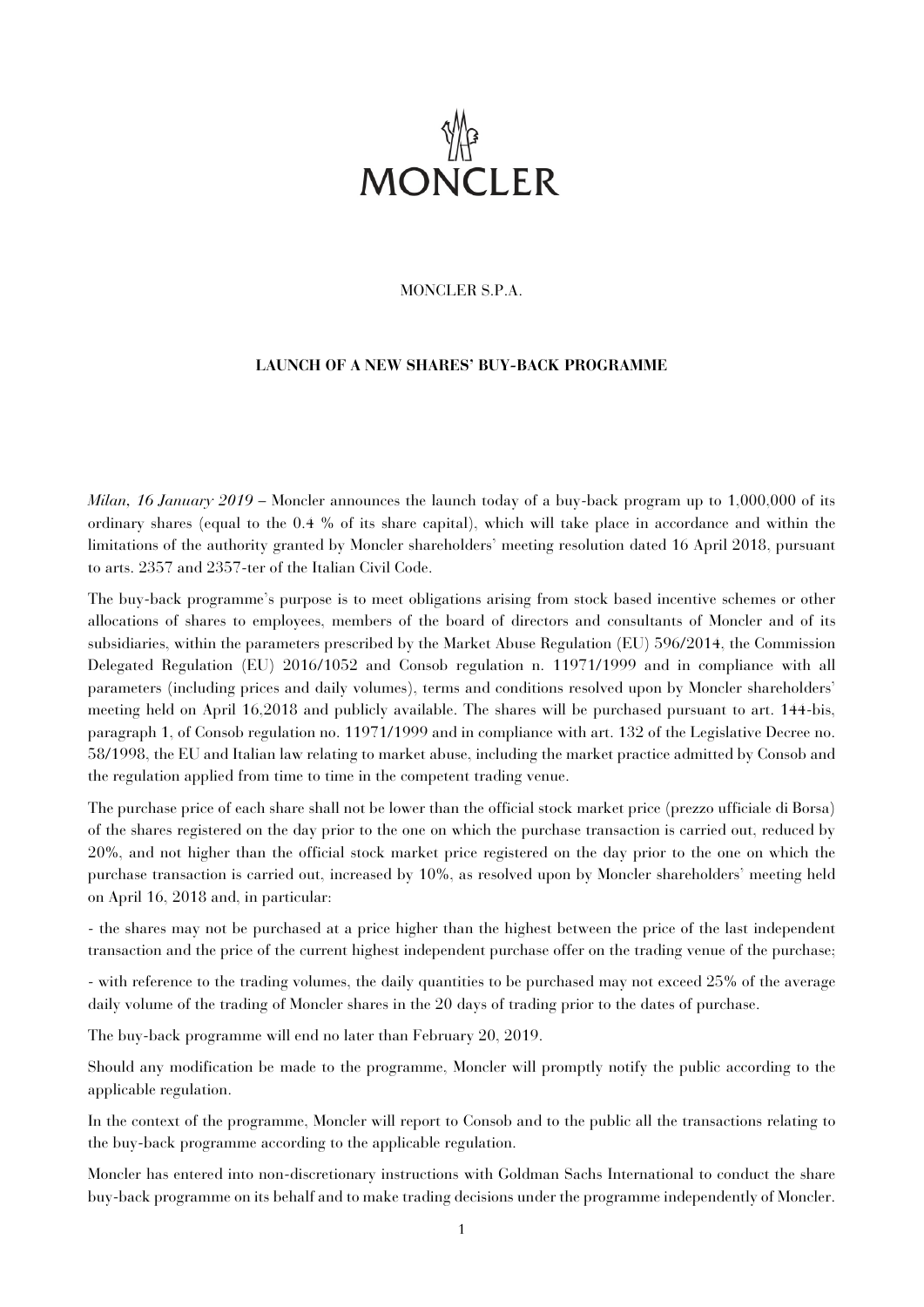MONCLER

MONCLER S.P.A.

**LAUNCH OF A NEW SHARES' BUY-BACK PROGRAMME**

*Milan, 16 January 2019* – Moncler announces the launch today of a buy-back program up to 1,000,000 of its ordinary shares (equal to the 0.4 % of its share capital), which will take place in accordance and within the limitations of the authority granted by Moncler shareholders' meeting resolution dated 16 April 2018, pursuant to arts. 2357 and 2357-ter of the Italian Civil Code.

The buy-back programme's purpose is to meet obligations arising from stock based incentive schemes or other allocations of shares to employees, members of the board of directors and consultants of Moncler and of its subsidiaries, within the parameters prescribed by the Market Abuse Regulation (EU) 596/2014, the Commission Delegated Regulation (EU) 2016/1052 and Consob regulation n. 11971/1999 and in compliance with all parameters (including prices and daily volumes), terms and conditions resolved upon by Moncler shareholders' meeting held on April 16,2018 and publicly available. The shares will be purchased pursuant to art. 144-bis, paragraph 1, of Consob regulation no. 11971/1999 and in compliance with art. 132 of the Legislative Decree no. 58/1998, the EU and Italian law relating to market abuse, including the market practice admitted by Consob and the regulation applied from time to time in the competent trading venue.

The purchase price of each share shall not be lower than the official stock market price (prezzo ufficiale di Borsa) of the shares registered on the day prior to the one on which the purchase transaction is carried out, reduced by 20%, and not higher than the official stock market price registered on the day prior to the one on which the purchase transaction is carried out, increased by 10%, as resolved upon by Moncler shareholders' meeting held on April 16, 2018 and, in particular:

- the shares may not be purchased at a price higher than the highest between the price of the last independent transaction and the price of the current highest independent purchase offer on the trading venue of the purchase;

- with reference to the trading volumes, the daily quantities to be purchased may not exceed 25% of the average daily volume of the trading of Moncler shares in the 20 days of trading prior to the dates of purchase.

The buy-back programme will end no later than February 20, 2019.

Should any modification be made to the programme, Moncler will promptly notify the public according to the applicable regulation.

In the context of the programme, Moncler will report to Consob and to the public all the transactions relating to the buy-back programme according to the applicable regulation.

Moncler has entered into non-discretionary instructions with Goldman Sachs International to conduct the share buy-back programme on its behalf and to make trading decisions under the programme independently of Moncler.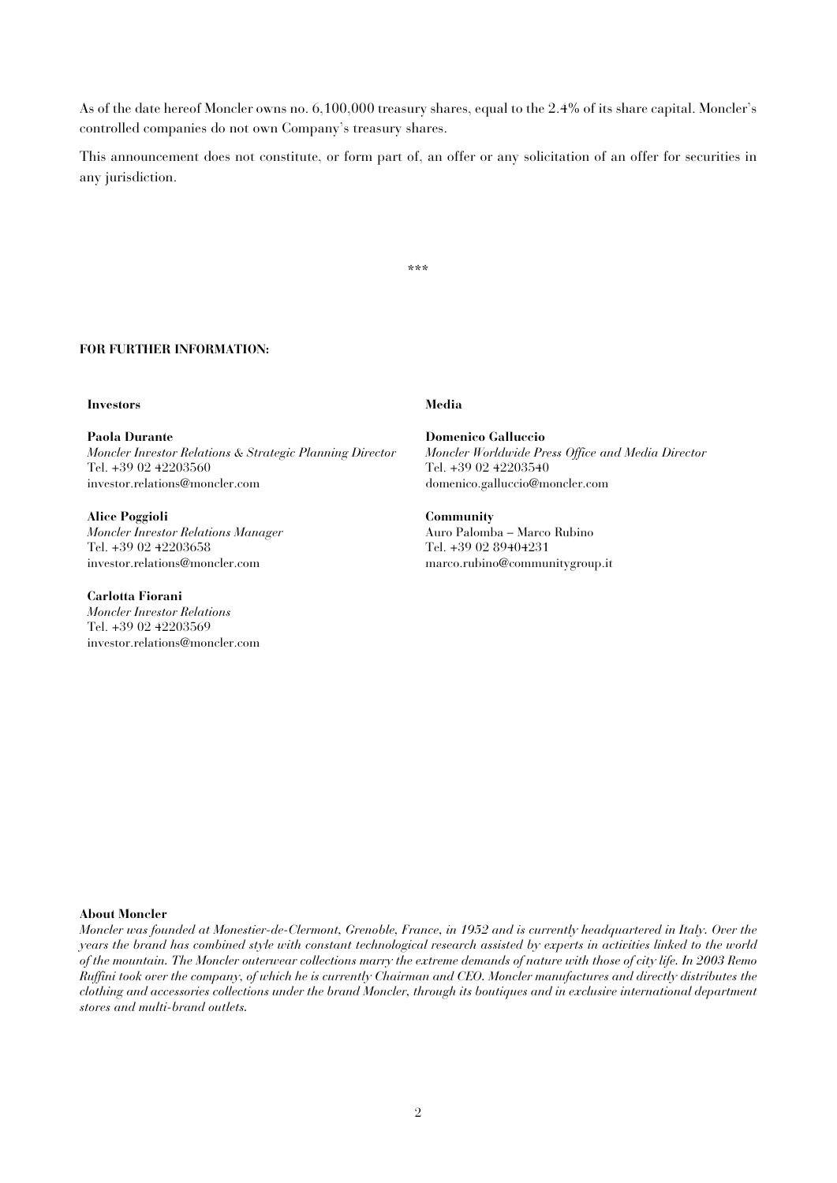As of the date hereof Moncler owns no. 6,100,000 treasury shares, equal to the 2.4% of its share capital. Moncler's controlled companies do not own Company's treasury shares.

This announcement does not constitute, or form part of, an offer or any solicitation of an offer for securities in any jurisdiction.

\*\*\*

**FOR FURTHER INFORMATION:**

**Investors**

**Paola Durante**
*Moncler Investor Relations & Strategic Planning Director*
Tel. +39 02 42203560
investor.relations@moncler.com

**Alice Poggioli**
*Moncler Investor Relations Manager*
Tel. +39 02 42203658
investor.relations@moncler.com

**Carlotta Fiorani**
*Moncler Investor Relations*
Tel. +39 02 42203569
investor.relations@moncler.com

**Media**

**Domenico Galluccio**
*Moncler Worldwide Press Office and Media Director*
Tel. +39 02 42203540
domenico.galluccio@moncler.com

**Community**
Auro Palomba – Marco Rubino
Tel. +39 02 89404231
marco.rubino@communitygroup.it

**About Moncler**

*Moncler was founded at Monestier-de-Clermont, Grenoble, France, in 1952 and is currently headquartered in Italy. Over the years the brand has combined style with constant technological research assisted by experts in activities linked to the world of the mountain. The Moncler outerwear collections marry the extreme demands of nature with those of city life. In 2003 Remo Ruffini took over the company, of which he is currently Chairman and CEO. Moncler manufactures and directly distributes the clothing and accessories collections under the brand Moncler, through its boutiques and in exclusive international department stores and multi-brand outlets.*